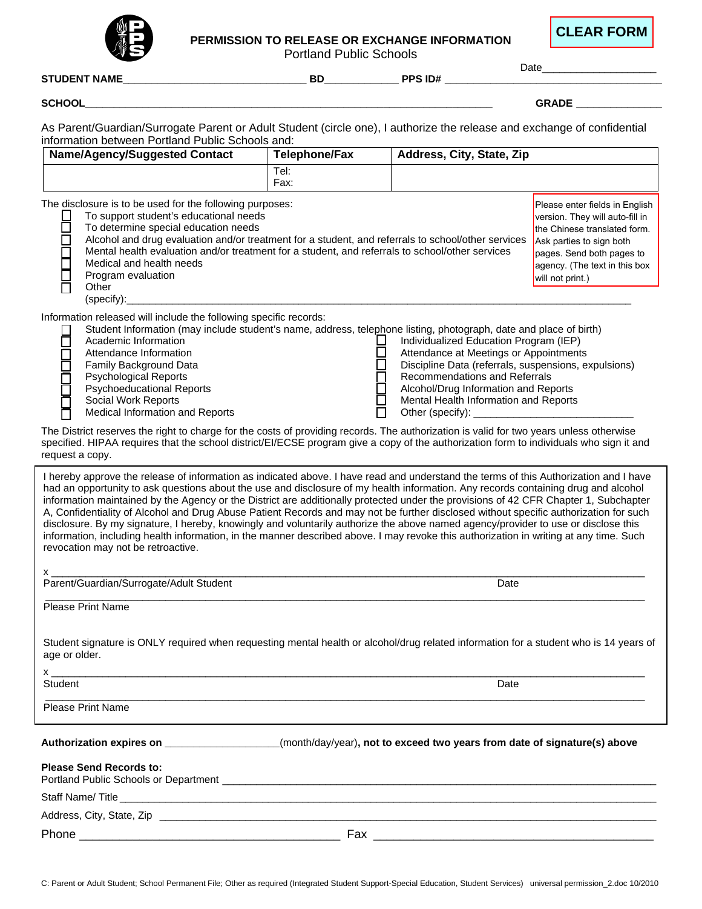**CLEAR FORM**

# PERMISSION TO RELEASE OR EXCHANGE INFORMATION

Portland Public Schools

Date___________________

**STUDENT NAME**______________________________ **BD**____________ **PPS ID#** ___________________________________

**SCHOOL**_________________________________________________________________ **GRADE** ______________

As Parent/Guardian/Surrogate Parent or Adult Student (circle one), I authorize the release and exchange of confidential information between Portland Public Schools and:

| Name/Agency/Suggested Contact | Telephone/Fax | Address, City, State, Zip |
|---|---|---|
| | Tel:<br>Fax: | |

The disclosure is to be used for the following purposes:

- ☐ To support student's educational needs
- ☐ To determine special education needs
- ☐ Alcohol and drug evaluation and/or treatment for a student, and referrals to school/other services
- ☐ Mental health evaluation and/or treatment for a student, and referrals to school/other services
- ☐ Medical and health needs
- ☐ Program evaluation
- ☐ Other (specify):_______________________________________________________________________________

Please enter fields in English version. They will auto-fill in the Chinese translated form. Ask parties to sign both pages. Send both pages to agency. (The text in this box will not print.)

Information released will include the following specific records:

- ☐ Student Information (may include student's name, address, telephone listing, photograph, date and place of birth)
- ☐ Academic Information
- ☐ Attendance Information
- ☐ Family Background Data
- ☐ Psychological Reports
- ☐ Psychoeducational Reports
- ☐ Social Work Reports
- ☐ Medical Information and Reports
- ☐ Individualized Education Program (IEP)
- ☐ Attendance at Meetings or Appointments
- ☐ Discipline Data (referrals, suspensions, expulsions)
- ☐ Recommendations and Referrals
- ☐ Alcohol/Drug Information and Reports
- ☐ Mental Health Information and Reports
- ☐ Other (specify): ___________________________

The District reserves the right to charge for the costs of providing records. The authorization is valid for two years unless otherwise specified. HIPAA requires that the school district/EI/ECSE program give a copy of the authorization form to individuals who sign it and request a copy.

I hereby approve the release of information as indicated above. I have read and understand the terms of this Authorization and I have had an opportunity to ask questions about the use and disclosure of my health information. Any records containing drug and alcohol information maintained by the Agency or the District are additionally protected under the provisions of 42 CFR Chapter 1, Subchapter A, Confidentiality of Alcohol and Drug Abuse Patient Records and may not be further disclosed without specific authorization for such disclosure. By my signature, I hereby, knowingly and voluntarily authorize the above named agency/provider to use or disclose this information, including health information, in the manner described above. I may revoke this authorization in writing at any time. Such revocation may not be retroactive.

x ______________________________________________________________________________________________

Parent/Guardian/Surrogate/Adult Student                                                                 Date

______________________________________________________________________________________________

Please Print Name

Student signature is ONLY required when requesting mental health or alcohol/drug related information for a student who is 14 years of age or older.

x ______________________________________________________________________________________________

Student                                                                 Date

______________________________________________________________________________________________

Please Print Name

**Authorization expires on** ___________________(month/day/year)**, not to exceed two years from date of signature(s) above**

**Please Send Records to:**

Portland Public Schools or Department ___________________________________________________________________

Staff Name/ Title _______________________________________________________________________________________

Address, City, State, Zip __________________________________________________________________________________

Phone _________________________________________ Fax __________________________________________

C: Parent or Adult Student; School Permanent File; Other as required (Integrated Student Support-Special Education, Student Services) universal permission_2.doc 10/2010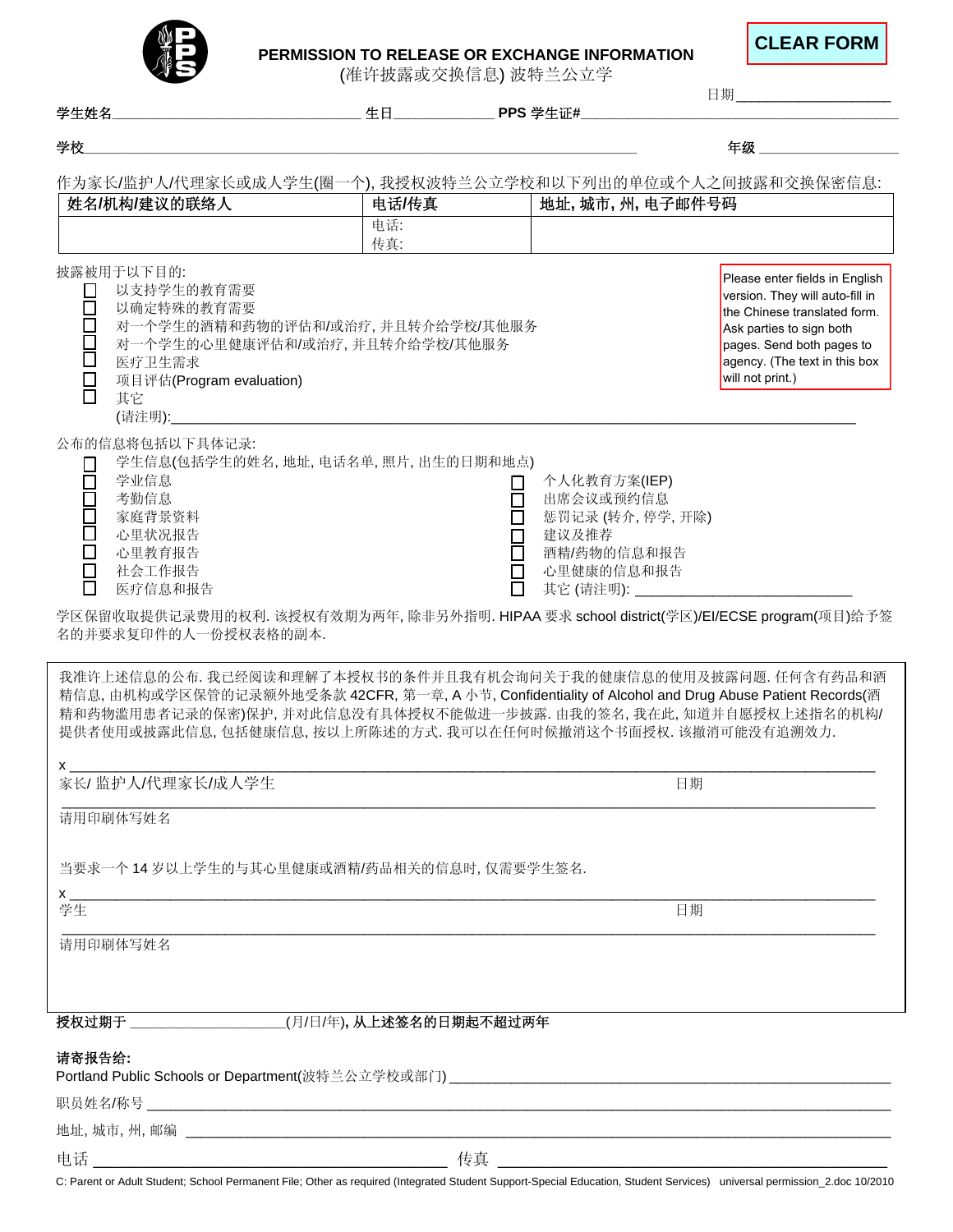# PERMISSION TO RELEASE OR EXCHANGE INFORMATION

(准许披露或交换信息) 波特兰公立学

**CLEAR FORM**

日期___________________

**学生姓名**________________________________ **生日**____________ **PPS 学生证#**________________________________________

**学校**________________________________________________________________ **年级** ________________

作为家长/监护人/代理家长或成人学生(圈一个), 我授权波特兰公立学校和以下列出的单位或个人之间披露和交换保密信息:

| 姓名/机构/建议的联络人 | 电话/传真 | 地址, 城市, 州, 电子邮件号码 |
|---|---|---|
| | 电话:<br>传真: | |

披露被用于以下目的:

- ☐ 以支持学生的教育需要
- ☐ 以确定特殊的教育需要
- ☐ 对一个学生的酒精和药物的评估和/或治疗, 并且转介给学校/其他服务
- ☐ 对一个学生的心里健康评估和/或治疗, 并且转介给学校/其他服务
- ☐ 医疗卫生需求
- ☐ 项目评估(Program evaluation)
- ☐ 其它
  (请注明):________________________________________________________________________________

Please enter fields in English version. They will auto-fill in the Chinese translated form. Ask parties to sign both pages. Send both pages to agency. (The text in this box will not print.)

公布的信息将包括以下具体记录:

- ☐ 学生信息(包括学生的姓名, 地址, 电话名单, 照片, 出生的日期和地点)
- ☐ 学业信息
- ☐ 考勤信息
- ☐ 家庭背景资料
- ☐ 心里状况报告
- ☐ 心里教育报告
- ☐ 社会工作报告
- ☐ 医疗信息和报告
- ☐ 个人化教育方案(IEP)
- ☐ 出席会议或预约信息
- ☐ 惩罚记录 (转介, 停学, 开除)
- ☐ 建议及推荐
- ☐ 酒精/药物的信息和报告
- ☐ 心里健康的信息和报告
- ☐ 其它 (请注明): __________________________

学区保留收取提供记录费用的权利. 该授权有效期为两年, 除非另外指明. HIPAA 要求 school district(学区)/EI/ECSE program(项目)给予签名的并要求复印件的人一份授权表格的副本.

我准许上述信息的公布. 我已经阅读和理解了本授权书的条件并且我有机会询问关于我的健康信息的使用及披露问题. 任何含有药品和酒精信息, 由机构或学区保管的记录额外地受条款 42CFR, 第一章, A 小节, Confidentiality of Alcohol and Drug Abuse Patient Records(酒精和药物滥用患者记录的保密)保护, 并对此信息没有具体授权不能做进一步披露. 由我的签名, 我在此, 知道并自愿授权上述指名的机构/提供者使用或披露此信息, 包括健康信息, 按以上所陈述的方式. 我可以在任何时候撤消这个书面授权. 该撤消可能没有追溯效力.

x ________________________________________________________________________________
家长/ 监护人/代理家长/成人学生　　　　　　　　　　　　　　　　　　　　　　日期

________________________________________________________________________________
请用印刷体写姓名

当要求一个 14 岁以上学生的与其心里健康或酒精/药品相关的信息时, 仅需要学生签名.

x ________________________________________________________________________________
学生　　　　　　　　　　　　　　　　　　　　　　　　　　　　　　　　　　　日期

________________________________________________________________________________
请用印刷体写姓名

**授权过期于** ___________________(月/日/年)**, 从上述签名的日期起不超过两年**

**请寄报告给:**

Portland Public Schools or Department(波特兰公立学校或部门) ________________________________________

职员姓名/称号 ________________________________________________________________________

地址, 城市, 州, 邮编 ____________________________________________________________________

电话 ________________________________________ 传真 ________________________________________

C: Parent or Adult Student; School Permanent File; Other as required (Integrated Student Support-Special Education, Student Services) universal permission_2.doc 10/2010